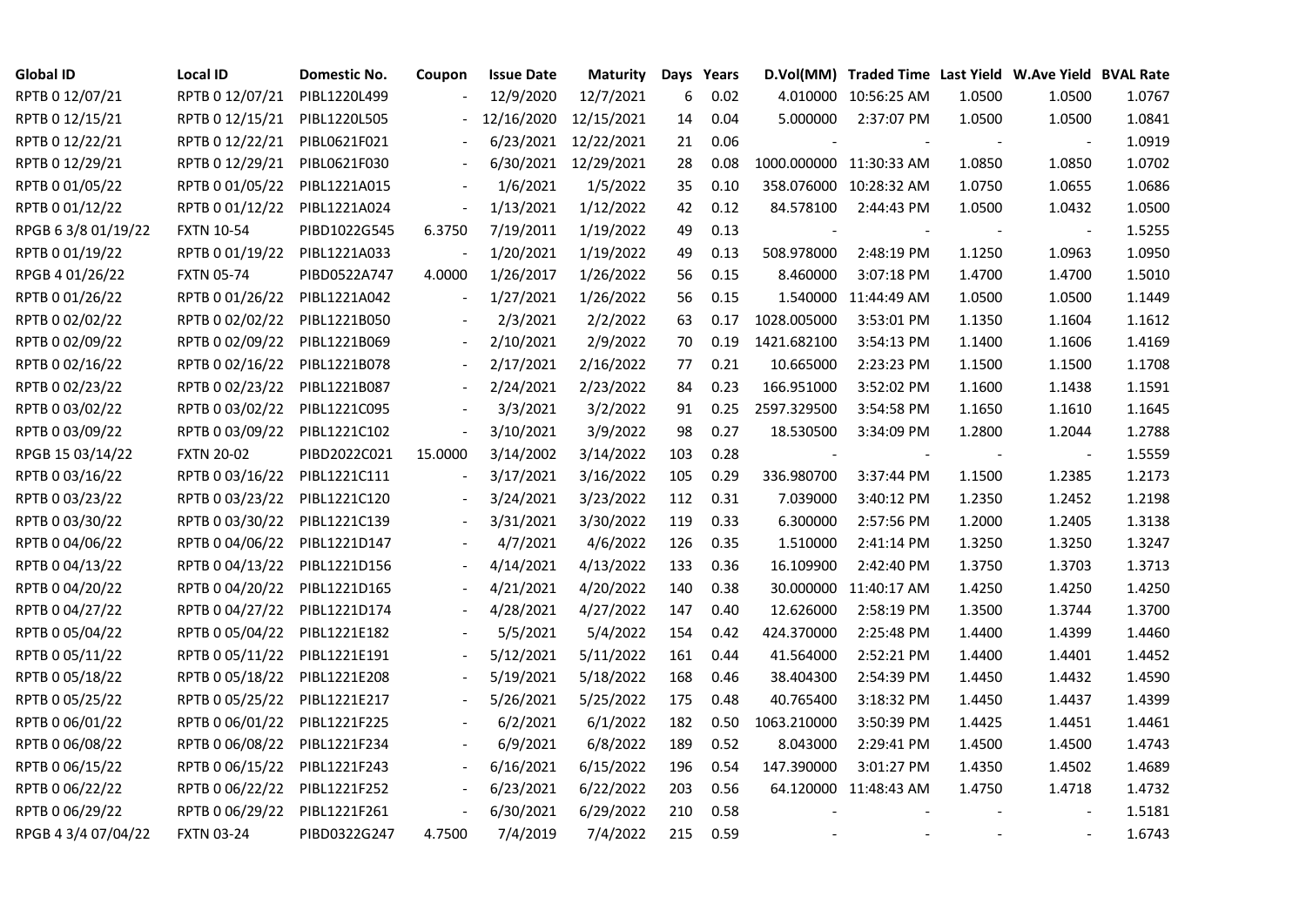| Global ID | Local ID | Domestic No. | Coupon | Issue Date | Maturity | Days | Years | D.Vol(MM) | Traded Time | Last Yield | W.Ave Yield | BVAL Rate |
|---|---|---|---|---|---|---|---|---|---|---|---|---|
| RPTB 0 12/07/21 | RPTB 0 12/07/21 | PIBL1220L499 | - | 12/9/2020 | 12/7/2021 | 6 | 0.02 | 4.010000 | 10:56:25 AM | 1.0500 | 1.0500 | 1.0767 |
| RPTB 0 12/15/21 | RPTB 0 12/15/21 | PIBL1220L505 | - | 12/16/2020 | 12/15/2021 | 14 | 0.04 | 5.000000 | 2:37:07 PM | 1.0500 | 1.0500 | 1.0841 |
| RPTB 0 12/22/21 | RPTB 0 12/22/21 | PIBL0621F021 | - | 6/23/2021 | 12/22/2021 | 21 | 0.06 | - | - | - | - | 1.0919 |
| RPTB 0 12/29/21 | RPTB 0 12/29/21 | PIBL0621F030 | - | 6/30/2021 | 12/29/2021 | 28 | 0.08 | 1000.000000 | 11:30:33 AM | 1.0850 | 1.0850 | 1.0702 |
| RPTB 0 01/05/22 | RPTB 0 01/05/22 | PIBL1221A015 | - | 1/6/2021 | 1/5/2022 | 35 | 0.10 | 358.076000 | 10:28:32 AM | 1.0750 | 1.0655 | 1.0686 |
| RPTB 0 01/12/22 | RPTB 0 01/12/22 | PIBL1221A024 | - | 1/13/2021 | 1/12/2022 | 42 | 0.12 | 84.578100 | 2:44:43 PM | 1.0500 | 1.0432 | 1.0500 |
| RPGB 6 3/8 01/19/22 | FXTN 10-54 | PIBD1022G545 | 6.3750 | 7/19/2011 | 1/19/2022 | 49 | 0.13 | - | - | - | - | 1.5255 |
| RPTB 0 01/19/22 | RPTB 0 01/19/22 | PIBL1221A033 | - | 1/20/2021 | 1/19/2022 | 49 | 0.13 | 508.978000 | 2:48:19 PM | 1.1250 | 1.0963 | 1.0950 |
| RPGB 4 01/26/22 | FXTN 05-74 | PIBD0522A747 | 4.0000 | 1/26/2017 | 1/26/2022 | 56 | 0.15 | 8.460000 | 3:07:18 PM | 1.4700 | 1.4700 | 1.5010 |
| RPTB 0 01/26/22 | RPTB 0 01/26/22 | PIBL1221A042 | - | 1/27/2021 | 1/26/2022 | 56 | 0.15 | 1.540000 | 11:44:49 AM | 1.0500 | 1.0500 | 1.1449 |
| RPTB 0 02/02/22 | RPTB 0 02/02/22 | PIBL1221B050 | - | 2/3/2021 | 2/2/2022 | 63 | 0.17 | 1028.005000 | 3:53:01 PM | 1.1350 | 1.1604 | 1.1612 |
| RPTB 0 02/09/22 | RPTB 0 02/09/22 | PIBL1221B069 | - | 2/10/2021 | 2/9/2022 | 70 | 0.19 | 1421.682100 | 3:54:13 PM | 1.1400 | 1.1606 | 1.4169 |
| RPTB 0 02/16/22 | RPTB 0 02/16/22 | PIBL1221B078 | - | 2/17/2021 | 2/16/2022 | 77 | 0.21 | 10.665000 | 2:23:23 PM | 1.1500 | 1.1500 | 1.1708 |
| RPTB 0 02/23/22 | RPTB 0 02/23/22 | PIBL1221B087 | - | 2/24/2021 | 2/23/2022 | 84 | 0.23 | 166.951000 | 3:52:02 PM | 1.1600 | 1.1438 | 1.1591 |
| RPTB 0 03/02/22 | RPTB 0 03/02/22 | PIBL1221C095 | - | 3/3/2021 | 3/2/2022 | 91 | 0.25 | 2597.329500 | 3:54:58 PM | 1.1650 | 1.1610 | 1.1645 |
| RPTB 0 03/09/22 | RPTB 0 03/09/22 | PIBL1221C102 | - | 3/10/2021 | 3/9/2022 | 98 | 0.27 | 18.530500 | 3:34:09 PM | 1.2800 | 1.2044 | 1.2788 |
| RPGB 15 03/14/22 | FXTN 20-02 | PIBD2022C021 | 15.0000 | 3/14/2002 | 3/14/2022 | 103 | 0.28 | - | - | - | - | 1.5559 |
| RPTB 0 03/16/22 | RPTB 0 03/16/22 | PIBL1221C111 | - | 3/17/2021 | 3/16/2022 | 105 | 0.29 | 336.980700 | 3:37:44 PM | 1.1500 | 1.2385 | 1.2173 |
| RPTB 0 03/23/22 | RPTB 0 03/23/22 | PIBL1221C120 | - | 3/24/2021 | 3/23/2022 | 112 | 0.31 | 7.039000 | 3:40:12 PM | 1.2350 | 1.2452 | 1.2198 |
| RPTB 0 03/30/22 | RPTB 0 03/30/22 | PIBL1221C139 | - | 3/31/2021 | 3/30/2022 | 119 | 0.33 | 6.300000 | 2:57:56 PM | 1.2000 | 1.2405 | 1.3138 |
| RPTB 0 04/06/22 | RPTB 0 04/06/22 | PIBL1221D147 | - | 4/7/2021 | 4/6/2022 | 126 | 0.35 | 1.510000 | 2:41:14 PM | 1.3250 | 1.3250 | 1.3247 |
| RPTB 0 04/13/22 | RPTB 0 04/13/22 | PIBL1221D156 | - | 4/14/2021 | 4/13/2022 | 133 | 0.36 | 16.109900 | 2:42:40 PM | 1.3750 | 1.3703 | 1.3713 |
| RPTB 0 04/20/22 | RPTB 0 04/20/22 | PIBL1221D165 | - | 4/21/2021 | 4/20/2022 | 140 | 0.38 | 30.000000 | 11:40:17 AM | 1.4250 | 1.4250 | 1.4250 |
| RPTB 0 04/27/22 | RPTB 0 04/27/22 | PIBL1221D174 | - | 4/28/2021 | 4/27/2022 | 147 | 0.40 | 12.626000 | 2:58:19 PM | 1.3500 | 1.3744 | 1.3700 |
| RPTB 0 05/04/22 | RPTB 0 05/04/22 | PIBL1221E182 | - | 5/5/2021 | 5/4/2022 | 154 | 0.42 | 424.370000 | 2:25:48 PM | 1.4400 | 1.4399 | 1.4460 |
| RPTB 0 05/11/22 | RPTB 0 05/11/22 | PIBL1221E191 | - | 5/12/2021 | 5/11/2022 | 161 | 0.44 | 41.564000 | 2:52:21 PM | 1.4400 | 1.4401 | 1.4452 |
| RPTB 0 05/18/22 | RPTB 0 05/18/22 | PIBL1221E208 | - | 5/19/2021 | 5/18/2022 | 168 | 0.46 | 38.404300 | 2:54:39 PM | 1.4450 | 1.4432 | 1.4590 |
| RPTB 0 05/25/22 | RPTB 0 05/25/22 | PIBL1221E217 | - | 5/26/2021 | 5/25/2022 | 175 | 0.48 | 40.765400 | 3:18:32 PM | 1.4450 | 1.4437 | 1.4399 |
| RPTB 0 06/01/22 | RPTB 0 06/01/22 | PIBL1221F225 | - | 6/2/2021 | 6/1/2022 | 182 | 0.50 | 1063.210000 | 3:50:39 PM | 1.4425 | 1.4451 | 1.4461 |
| RPTB 0 06/08/22 | RPTB 0 06/08/22 | PIBL1221F234 | - | 6/9/2021 | 6/8/2022 | 189 | 0.52 | 8.043000 | 2:29:41 PM | 1.4500 | 1.4500 | 1.4743 |
| RPTB 0 06/15/22 | RPTB 0 06/15/22 | PIBL1221F243 | - | 6/16/2021 | 6/15/2022 | 196 | 0.54 | 147.390000 | 3:01:27 PM | 1.4350 | 1.4502 | 1.4689 |
| RPTB 0 06/22/22 | RPTB 0 06/22/22 | PIBL1221F252 | - | 6/23/2021 | 6/22/2022 | 203 | 0.56 | 64.120000 | 11:48:43 AM | 1.4750 | 1.4718 | 1.4732 |
| RPTB 0 06/29/22 | RPTB 0 06/29/22 | PIBL1221F261 | - | 6/30/2021 | 6/29/2022 | 210 | 0.58 | - | - | - | - | 1.5181 |
| RPGB 4 3/4 07/04/22 | FXTN 03-24 | PIBD0322G247 | 4.7500 | 7/4/2019 | 7/4/2022 | 215 | 0.59 | - | - | - | - | 1.6743 |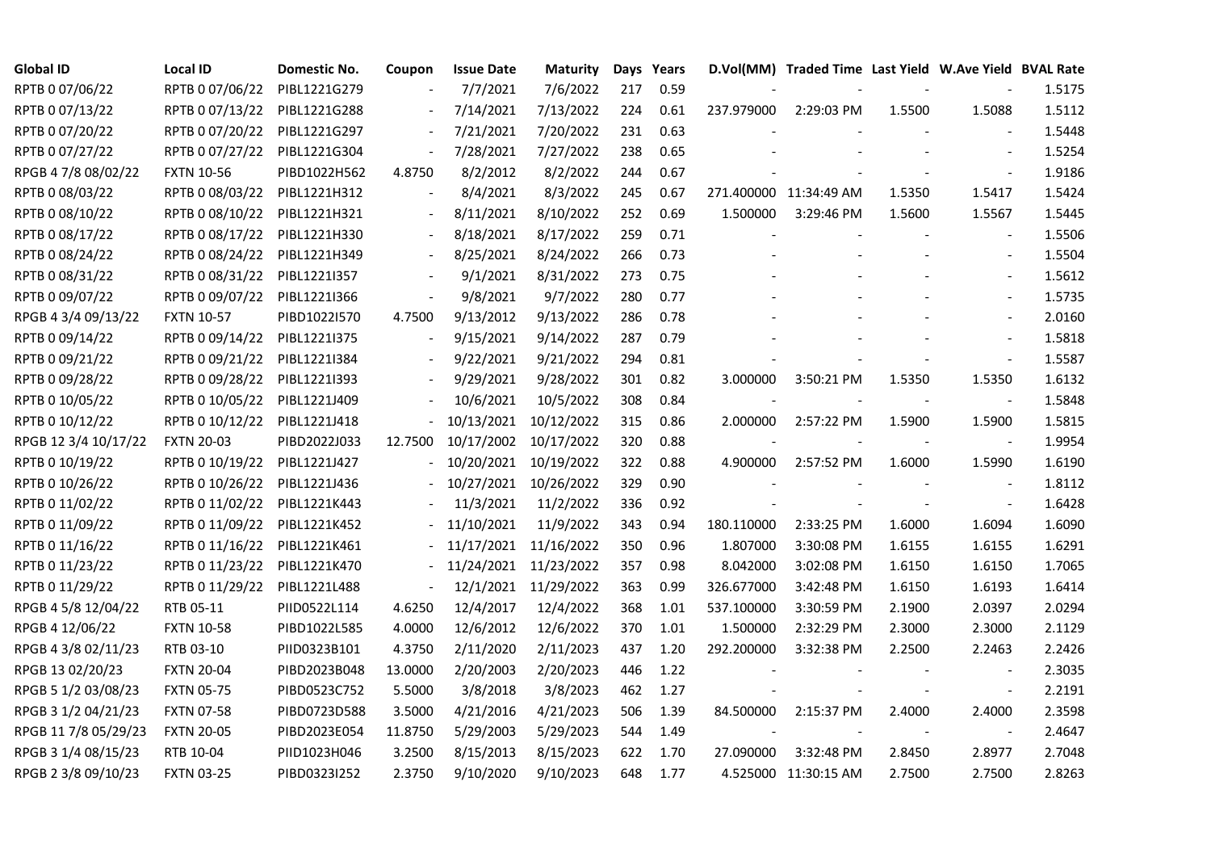| Global ID | Local ID | Domestic No. | Coupon | Issue Date | Maturity | Days | Years | D.Vol(MM) | Traded Time | Last Yield | W.Ave Yield | BVAL Rate |
|---|---|---|---|---|---|---|---|---|---|---|---|---|
| RPTB 0 07/06/22 | RPTB 0 07/06/22 | PIBL1221G279 | - | 7/7/2021 | 7/6/2022 | 217 | 0.59 | - | - | - | - | 1.5175 |
| RPTB 0 07/13/22 | RPTB 0 07/13/22 | PIBL1221G288 | - | 7/14/2021 | 7/13/2022 | 224 | 0.61 | 237.979000 | 2:29:03 PM | 1.5500 | 1.5088 | 1.5112 |
| RPTB 0 07/20/22 | RPTB 0 07/20/22 | PIBL1221G297 | - | 7/21/2021 | 7/20/2022 | 231 | 0.63 | - | - | - | - | 1.5448 |
| RPTB 0 07/27/22 | RPTB 0 07/27/22 | PIBL1221G304 | - | 7/28/2021 | 7/27/2022 | 238 | 0.65 | - | - | - | - | 1.5254 |
| RPGB 4 7/8 08/02/22 | FXTN 10-56 | PIBD1022H562 | 4.8750 | 8/2/2012 | 8/2/2022 | 244 | 0.67 | - | - | - | - | 1.9186 |
| RPTB 0 08/03/22 | RPTB 0 08/03/22 | PIBL1221H312 | - | 8/4/2021 | 8/3/2022 | 245 | 0.67 | 271.400000 | 11:34:49 AM | 1.5350 | 1.5417 | 1.5424 |
| RPTB 0 08/10/22 | RPTB 0 08/10/22 | PIBL1221H321 | - | 8/11/2021 | 8/10/2022 | 252 | 0.69 | 1.500000 | 3:29:46 PM | 1.5600 | 1.5567 | 1.5445 |
| RPTB 0 08/17/22 | RPTB 0 08/17/22 | PIBL1221H330 | - | 8/18/2021 | 8/17/2022 | 259 | 0.71 | - | - | - | - | 1.5506 |
| RPTB 0 08/24/22 | RPTB 0 08/24/22 | PIBL1221H349 | - | 8/25/2021 | 8/24/2022 | 266 | 0.73 | - | - | - | - | 1.5504 |
| RPTB 0 08/31/22 | RPTB 0 08/31/22 | PIBL1221I357 | - | 9/1/2021 | 8/31/2022 | 273 | 0.75 | - | - | - | - | 1.5612 |
| RPTB 0 09/07/22 | RPTB 0 09/07/22 | PIBL1221I366 | - | 9/8/2021 | 9/7/2022 | 280 | 0.77 | - | - | - | - | 1.5735 |
| RPGB 4 3/4 09/13/22 | FXTN 10-57 | PIBD1022I570 | 4.7500 | 9/13/2012 | 9/13/2022 | 286 | 0.78 | - | - | - | - | 2.0160 |
| RPTB 0 09/14/22 | RPTB 0 09/14/22 | PIBL1221I375 | - | 9/15/2021 | 9/14/2022 | 287 | 0.79 | - | - | - | - | 1.5818 |
| RPTB 0 09/21/22 | RPTB 0 09/21/22 | PIBL1221I384 | - | 9/22/2021 | 9/21/2022 | 294 | 0.81 | - | - | - | - | 1.5587 |
| RPTB 0 09/28/22 | RPTB 0 09/28/22 | PIBL1221I393 | - | 9/29/2021 | 9/28/2022 | 301 | 0.82 | 3.000000 | 3:50:21 PM | 1.5350 | 1.5350 | 1.6132 |
| RPTB 0 10/05/22 | RPTB 0 10/05/22 | PIBL1221J409 | - | 10/6/2021 | 10/5/2022 | 308 | 0.84 | - | - | - | - | 1.5848 |
| RPTB 0 10/12/22 | RPTB 0 10/12/22 | PIBL1221J418 | - | 10/13/2021 | 10/12/2022 | 315 | 0.86 | 2.000000 | 2:57:22 PM | 1.5900 | 1.5900 | 1.5815 |
| RPGB 12 3/4 10/17/22 | FXTN 20-03 | PIBD2022J033 | 12.7500 | 10/17/2002 | 10/17/2022 | 320 | 0.88 | - | - | - | - | 1.9954 |
| RPTB 0 10/19/22 | RPTB 0 10/19/22 | PIBL1221J427 | - | 10/20/2021 | 10/19/2022 | 322 | 0.88 | 4.900000 | 2:57:52 PM | 1.6000 | 1.5990 | 1.6190 |
| RPTB 0 10/26/22 | RPTB 0 10/26/22 | PIBL1221J436 | - | 10/27/2021 | 10/26/2022 | 329 | 0.90 | - | - | - | - | 1.8112 |
| RPTB 0 11/02/22 | RPTB 0 11/02/22 | PIBL1221K443 | - | 11/3/2021 | 11/2/2022 | 336 | 0.92 | - | - | - | - | 1.6428 |
| RPTB 0 11/09/22 | RPTB 0 11/09/22 | PIBL1221K452 | - | 11/10/2021 | 11/9/2022 | 343 | 0.94 | 180.110000 | 2:33:25 PM | 1.6000 | 1.6094 | 1.6090 |
| RPTB 0 11/16/22 | RPTB 0 11/16/22 | PIBL1221K461 | - | 11/17/2021 | 11/16/2022 | 350 | 0.96 | 1.807000 | 3:30:08 PM | 1.6155 | 1.6155 | 1.6291 |
| RPTB 0 11/23/22 | RPTB 0 11/23/22 | PIBL1221K470 | - | 11/24/2021 | 11/23/2022 | 357 | 0.98 | 8.042000 | 3:02:08 PM | 1.6150 | 1.6150 | 1.7065 |
| RPTB 0 11/29/22 | RPTB 0 11/29/22 | PIBL1221L488 | - | 12/1/2021 | 11/29/2022 | 363 | 0.99 | 326.677000 | 3:42:48 PM | 1.6150 | 1.6193 | 1.6414 |
| RPGB 4 5/8 12/04/22 | RTB 05-11 | PIID0522L114 | 4.6250 | 12/4/2017 | 12/4/2022 | 368 | 1.01 | 537.100000 | 3:30:59 PM | 2.1900 | 2.0397 | 2.0294 |
| RPGB 4 12/06/22 | FXTN 10-58 | PIBD1022L585 | 4.0000 | 12/6/2012 | 12/6/2022 | 370 | 1.01 | 1.500000 | 2:32:29 PM | 2.3000 | 2.3000 | 2.1129 |
| RPGB 4 3/8 02/11/23 | RTB 03-10 | PIID0323B101 | 4.3750 | 2/11/2020 | 2/11/2023 | 437 | 1.20 | 292.200000 | 3:32:38 PM | 2.2500 | 2.2463 | 2.2426 |
| RPGB 13 02/20/23 | FXTN 20-04 | PIBD2023B048 | 13.0000 | 2/20/2003 | 2/20/2023 | 446 | 1.22 | - | - | - | - | 2.3035 |
| RPGB 5 1/2 03/08/23 | FXTN 05-75 | PIBD0523C752 | 5.5000 | 3/8/2018 | 3/8/2023 | 462 | 1.27 | - | - | - | - | 2.2191 |
| RPGB 3 1/2 04/21/23 | FXTN 07-58 | PIBD0723D588 | 3.5000 | 4/21/2016 | 4/21/2023 | 506 | 1.39 | 84.500000 | 2:15:37 PM | 2.4000 | 2.4000 | 2.3598 |
| RPGB 11 7/8 05/29/23 | FXTN 20-05 | PIBD2023E054 | 11.8750 | 5/29/2003 | 5/29/2023 | 544 | 1.49 | - | - | - | - | 2.4647 |
| RPGB 3 1/4 08/15/23 | RTB 10-04 | PIID1023H046 | 3.2500 | 8/15/2013 | 8/15/2023 | 622 | 1.70 | 27.090000 | 3:32:48 PM | 2.8450 | 2.8977 | 2.7048 |
| RPGB 2 3/8 09/10/23 | FXTN 03-25 | PIBD0323I252 | 2.3750 | 9/10/2020 | 9/10/2023 | 648 | 1.77 | 4.525000 | 11:30:15 AM | 2.7500 | 2.7500 | 2.8263 |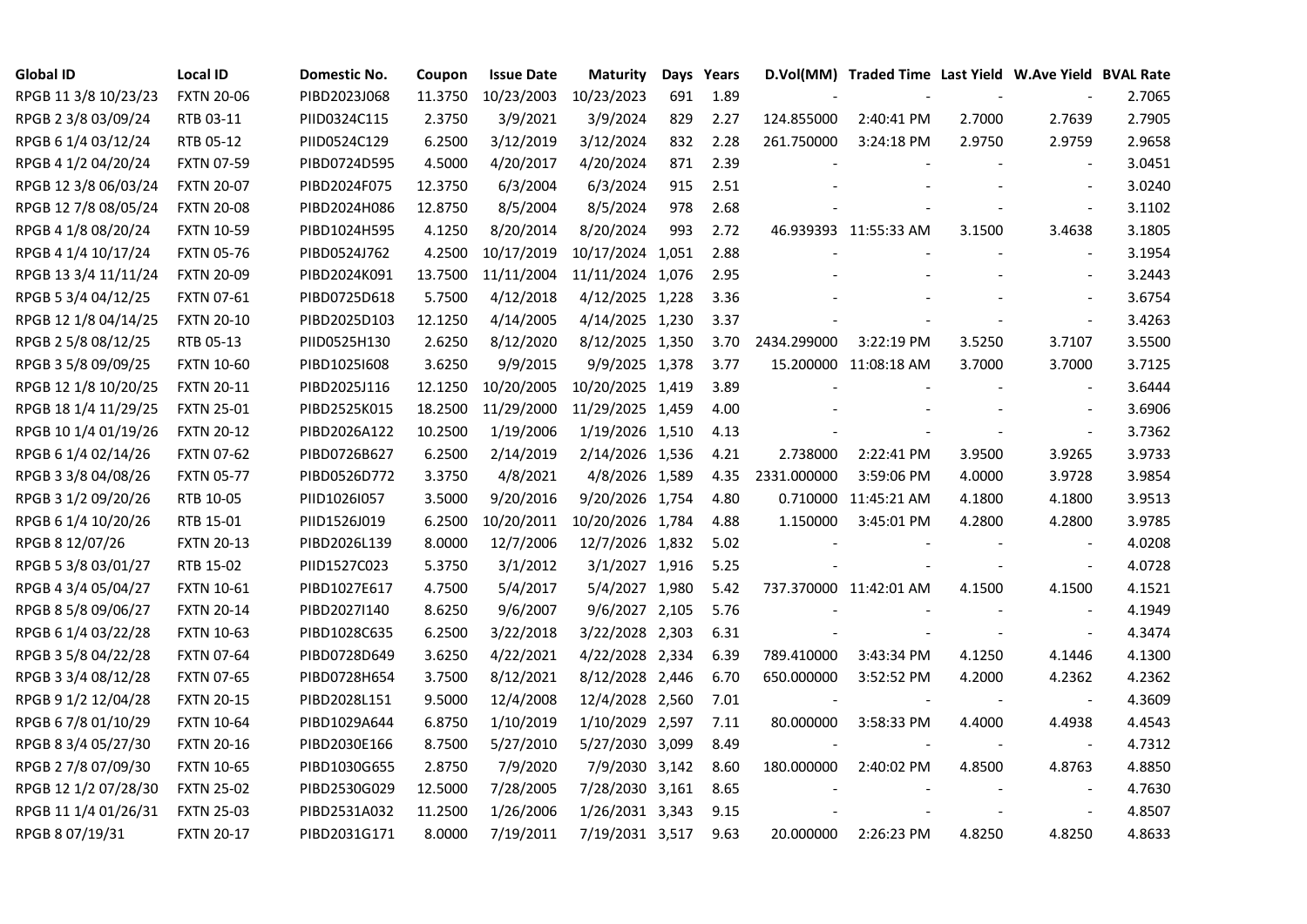| Global ID | Local ID | Domestic No. | Coupon | Issue Date | Maturity | Days | Years | D.Vol(MM) | Traded Time | Last Yield | W.Ave Yield | BVAL Rate |
|---|---|---|---|---|---|---|---|---|---|---|---|---|
| RPGB 11 3/8 10/23/23 | FXTN 20-06 | PIBD2023J068 | 11.3750 | 10/23/2003 | 10/23/2023 | 691 | 1.89 | - | - | - | - | 2.7065 |
| RPGB 2 3/8 03/09/24 | RTB 03-11 | PIID0324C115 | 2.3750 | 3/9/2021 | 3/9/2024 | 829 | 2.27 | 124.855000 | 2:40:41 PM | 2.7000 | 2.7639 | 2.7905 |
| RPGB 6 1/4 03/12/24 | RTB 05-12 | PIID0524C129 | 6.2500 | 3/12/2019 | 3/12/2024 | 832 | 2.28 | 261.750000 | 3:24:18 PM | 2.9750 | 2.9759 | 2.9658 |
| RPGB 4 1/2 04/20/24 | FXTN 07-59 | PIBD0724D595 | 4.5000 | 4/20/2017 | 4/20/2024 | 871 | 2.39 | - | - | - | - | 3.0451 |
| RPGB 12 3/8 06/03/24 | FXTN 20-07 | PIBD2024F075 | 12.3750 | 6/3/2004 | 6/3/2024 | 915 | 2.51 | - | - | - | - | 3.0240 |
| RPGB 12 7/8 08/05/24 | FXTN 20-08 | PIBD2024H086 | 12.8750 | 8/5/2004 | 8/5/2024 | 978 | 2.68 | - | - | - | - | 3.1102 |
| RPGB 4 1/8 08/20/24 | FXTN 10-59 | PIBD1024H595 | 4.1250 | 8/20/2014 | 8/20/2024 | 993 | 2.72 | 46.939393 | 11:55:33 AM | 3.1500 | 3.4638 | 3.1805 |
| RPGB 4 1/4 10/17/24 | FXTN 05-76 | PIBD0524J762 | 4.2500 | 10/17/2019 | 10/17/2024 | 1,051 | 2.88 | - | - | - | - | 3.1954 |
| RPGB 13 3/4 11/11/24 | FXTN 20-09 | PIBD2024K091 | 13.7500 | 11/11/2004 | 11/11/2024 | 1,076 | 2.95 | - | - | - | - | 3.2443 |
| RPGB 5 3/4 04/12/25 | FXTN 07-61 | PIBD0725D618 | 5.7500 | 4/12/2018 | 4/12/2025 | 1,228 | 3.36 | - | - | - | - | 3.6754 |
| RPGB 12 1/8 04/14/25 | FXTN 20-10 | PIBD2025D103 | 12.1250 | 4/14/2005 | 4/14/2025 | 1,230 | 3.37 | - | - | - | - | 3.4263 |
| RPGB 2 5/8 08/12/25 | RTB 05-13 | PIID0525H130 | 2.6250 | 8/12/2020 | 8/12/2025 | 1,350 | 3.70 | 2434.299000 | 3:22:19 PM | 3.5250 | 3.7107 | 3.5500 |
| RPGB 3 5/8 09/09/25 | FXTN 10-60 | PIBD1025I608 | 3.6250 | 9/9/2015 | 9/9/2025 | 1,378 | 3.77 | 15.200000 | 11:08:18 AM | 3.7000 | 3.7000 | 3.7125 |
| RPGB 12 1/8 10/20/25 | FXTN 20-11 | PIBD2025J116 | 12.1250 | 10/20/2005 | 10/20/2025 | 1,419 | 3.89 | - | - | - | - | 3.6444 |
| RPGB 18 1/4 11/29/25 | FXTN 25-01 | PIBD2525K015 | 18.2500 | 11/29/2000 | 11/29/2025 | 1,459 | 4.00 | - | - | - | - | 3.6906 |
| RPGB 10 1/4 01/19/26 | FXTN 20-12 | PIBD2026A122 | 10.2500 | 1/19/2006 | 1/19/2026 | 1,510 | 4.13 | - | - | - | - | 3.7362 |
| RPGB 6 1/4 02/14/26 | FXTN 07-62 | PIBD0726B627 | 6.2500 | 2/14/2019 | 2/14/2026 | 1,536 | 4.21 | 2.738000 | 2:22:41 PM | 3.9500 | 3.9265 | 3.9733 |
| RPGB 3 3/8 04/08/26 | FXTN 05-77 | PIBD0526D772 | 3.3750 | 4/8/2021 | 4/8/2026 | 1,589 | 4.35 | 2331.000000 | 3:59:06 PM | 4.0000 | 3.9728 | 3.9854 |
| RPGB 3 1/2 09/20/26 | RTB 10-05 | PIID1026I057 | 3.5000 | 9/20/2016 | 9/20/2026 | 1,754 | 4.80 | 0.710000 | 11:45:21 AM | 4.1800 | 4.1800 | 3.9513 |
| RPGB 6 1/4 10/20/26 | RTB 15-01 | PIID1526J019 | 6.2500 | 10/20/2011 | 10/20/2026 | 1,784 | 4.88 | 1.150000 | 3:45:01 PM | 4.2800 | 4.2800 | 3.9785 |
| RPGB 8 12/07/26 | FXTN 20-13 | PIBD2026L139 | 8.0000 | 12/7/2006 | 12/7/2026 | 1,832 | 5.02 | - | - | - | - | 4.0208 |
| RPGB 5 3/8 03/01/27 | RTB 15-02 | PIID1527C023 | 5.3750 | 3/1/2012 | 3/1/2027 | 1,916 | 5.25 | - | - | - | - | 4.0728 |
| RPGB 4 3/4 05/04/27 | FXTN 10-61 | PIBD1027E617 | 4.7500 | 5/4/2017 | 5/4/2027 | 1,980 | 5.42 | 737.370000 | 11:42:01 AM | 4.1500 | 4.1500 | 4.1521 |
| RPGB 8 5/8 09/06/27 | FXTN 20-14 | PIBD2027I140 | 8.6250 | 9/6/2007 | 9/6/2027 | 2,105 | 5.76 | - | - | - | - | 4.1949 |
| RPGB 6 1/4 03/22/28 | FXTN 10-63 | PIBD1028C635 | 6.2500 | 3/22/2018 | 3/22/2028 | 2,303 | 6.31 | - | - | - | - | 4.3474 |
| RPGB 3 5/8 04/22/28 | FXTN 07-64 | PIBD0728D649 | 3.6250 | 4/22/2021 | 4/22/2028 | 2,334 | 6.39 | 789.410000 | 3:43:34 PM | 4.1250 | 4.1446 | 4.1300 |
| RPGB 3 3/4 08/12/28 | FXTN 07-65 | PIBD0728H654 | 3.7500 | 8/12/2021 | 8/12/2028 | 2,446 | 6.70 | 650.000000 | 3:52:52 PM | 4.2000 | 4.2362 | 4.2362 |
| RPGB 9 1/2 12/04/28 | FXTN 20-15 | PIBD2028L151 | 9.5000 | 12/4/2008 | 12/4/2028 | 2,560 | 7.01 | - | - | - | - | 4.3609 |
| RPGB 6 7/8 01/10/29 | FXTN 10-64 | PIBD1029A644 | 6.8750 | 1/10/2019 | 1/10/2029 | 2,597 | 7.11 | 80.000000 | 3:58:33 PM | 4.4000 | 4.4938 | 4.4543 |
| RPGB 8 3/4 05/27/30 | FXTN 20-16 | PIBD2030E166 | 8.7500 | 5/27/2010 | 5/27/2030 | 3,099 | 8.49 | - | - | - | - | 4.7312 |
| RPGB 2 7/8 07/09/30 | FXTN 10-65 | PIBD1030G655 | 2.8750 | 7/9/2020 | 7/9/2030 | 3,142 | 8.60 | 180.000000 | 2:40:02 PM | 4.8500 | 4.8763 | 4.8850 |
| RPGB 12 1/2 07/28/30 | FXTN 25-02 | PIBD2530G029 | 12.5000 | 7/28/2005 | 7/28/2030 | 3,161 | 8.65 | - | - | - | - | 4.7630 |
| RPGB 11 1/4 01/26/31 | FXTN 25-03 | PIBD2531A032 | 11.2500 | 1/26/2006 | 1/26/2031 | 3,343 | 9.15 | - | - | - | - | 4.8507 |
| RPGB 8 07/19/31 | FXTN 20-17 | PIBD2031G171 | 8.0000 | 7/19/2011 | 7/19/2031 | 3,517 | 9.63 | 20.000000 | 2:26:23 PM | 4.8250 | 4.8250 | 4.8633 |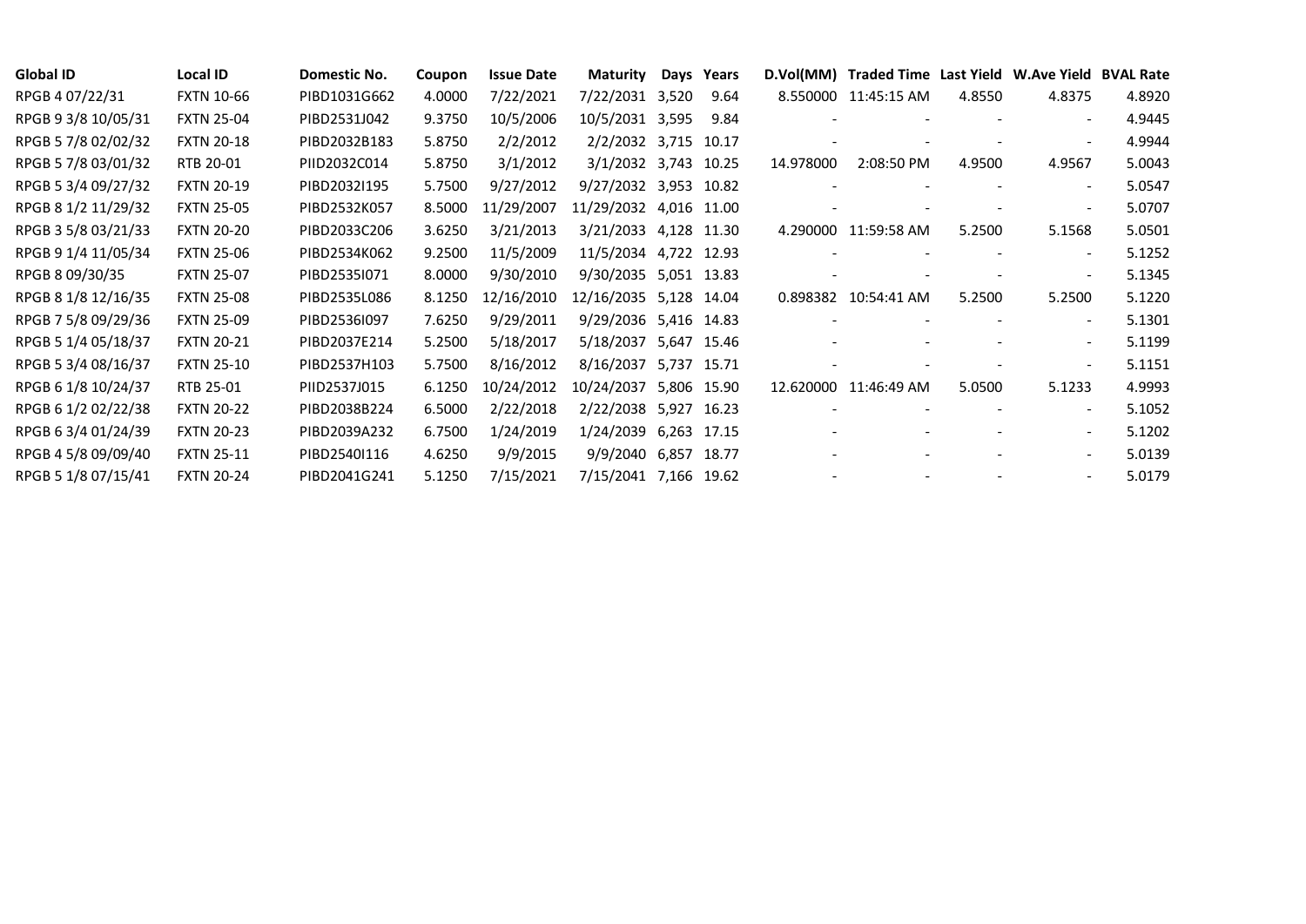| Global ID | Local ID | Domestic No. | Coupon | Issue Date | Maturity | Days | Years | D.Vol(MM) | Traded Time | Last Yield | W.Ave Yield | BVAL Rate |
|---|---|---|---|---|---|---|---|---|---|---|---|---|
| RPGB 4 07/22/31 | FXTN 10-66 | PIBD1031G662 | 4.0000 | 7/22/2021 | 7/22/2031 | 3,520 | 9.64 | 8.550000 | 11:45:15 AM | 4.8550 | 4.8375 | 4.8920 |
| RPGB 9 3/8 10/05/31 | FXTN 25-04 | PIBD2531J042 | 9.3750 | 10/5/2006 | 10/5/2031 | 3,595 | 9.84 | - | - | - | - | 4.9445 |
| RPGB 5 7/8 02/02/32 | FXTN 20-18 | PIBD2032B183 | 5.8750 | 2/2/2012 | 2/2/2032 | 3,715 | 10.17 | - | - | - | - | 4.9944 |
| RPGB 5 7/8 03/01/32 | RTB 20-01 | PIID2032C014 | 5.8750 | 3/1/2012 | 3/1/2032 | 3,743 | 10.25 | 14.978000 | 2:08:50 PM | 4.9500 | 4.9567 | 5.0043 |
| RPGB 5 3/4 09/27/32 | FXTN 20-19 | PIBD2032I195 | 5.7500 | 9/27/2012 | 9/27/2032 | 3,953 | 10.82 | - | - | - | - | 5.0547 |
| RPGB 8 1/2 11/29/32 | FXTN 25-05 | PIBD2532K057 | 8.5000 | 11/29/2007 | 11/29/2032 | 4,016 | 11.00 | - | - | - | - | 5.0707 |
| RPGB 3 5/8 03/21/33 | FXTN 20-20 | PIBD2033C206 | 3.6250 | 3/21/2013 | 3/21/2033 | 4,128 | 11.30 | 4.290000 | 11:59:58 AM | 5.2500 | 5.1568 | 5.0501 |
| RPGB 9 1/4 11/05/34 | FXTN 25-06 | PIBD2534K062 | 9.2500 | 11/5/2009 | 11/5/2034 | 4,722 | 12.93 | - | - | - | - | 5.1252 |
| RPGB 8 09/30/35 | FXTN 25-07 | PIBD2535I071 | 8.0000 | 9/30/2010 | 9/30/2035 | 5,051 | 13.83 | - | - | - | - | 5.1345 |
| RPGB 8 1/8 12/16/35 | FXTN 25-08 | PIBD2535L086 | 8.1250 | 12/16/2010 | 12/16/2035 | 5,128 | 14.04 | 0.898382 | 10:54:41 AM | 5.2500 | 5.2500 | 5.1220 |
| RPGB 7 5/8 09/29/36 | FXTN 25-09 | PIBD2536I097 | 7.6250 | 9/29/2011 | 9/29/2036 | 5,416 | 14.83 | - | - | - | - | 5.1301 |
| RPGB 5 1/4 05/18/37 | FXTN 20-21 | PIBD2037E214 | 5.2500 | 5/18/2017 | 5/18/2037 | 5,647 | 15.46 | - | - | - | - | 5.1199 |
| RPGB 5 3/4 08/16/37 | FXTN 25-10 | PIBD2537H103 | 5.7500 | 8/16/2012 | 8/16/2037 | 5,737 | 15.71 | - | - | - | - | 5.1151 |
| RPGB 6 1/8 10/24/37 | RTB 25-01 | PIID2537J015 | 6.1250 | 10/24/2012 | 10/24/2037 | 5,806 | 15.90 | 12.620000 | 11:46:49 AM | 5.0500 | 5.1233 | 4.9993 |
| RPGB 6 1/2 02/22/38 | FXTN 20-22 | PIBD2038B224 | 6.5000 | 2/22/2018 | 2/22/2038 | 5,927 | 16.23 | - | - | - | - | 5.1052 |
| RPGB 6 3/4 01/24/39 | FXTN 20-23 | PIBD2039A232 | 6.7500 | 1/24/2019 | 1/24/2039 | 6,263 | 17.15 | - | - | - | - | 5.1202 |
| RPGB 4 5/8 09/09/40 | FXTN 25-11 | PIBD2540I116 | 4.6250 | 9/9/2015 | 9/9/2040 | 6,857 | 18.77 | - | - | - | - | 5.0139 |
| RPGB 5 1/8 07/15/41 | FXTN 20-24 | PIBD2041G241 | 5.1250 | 7/15/2021 | 7/15/2041 | 7,166 | 19.62 | - | - | - | - | 5.0179 |